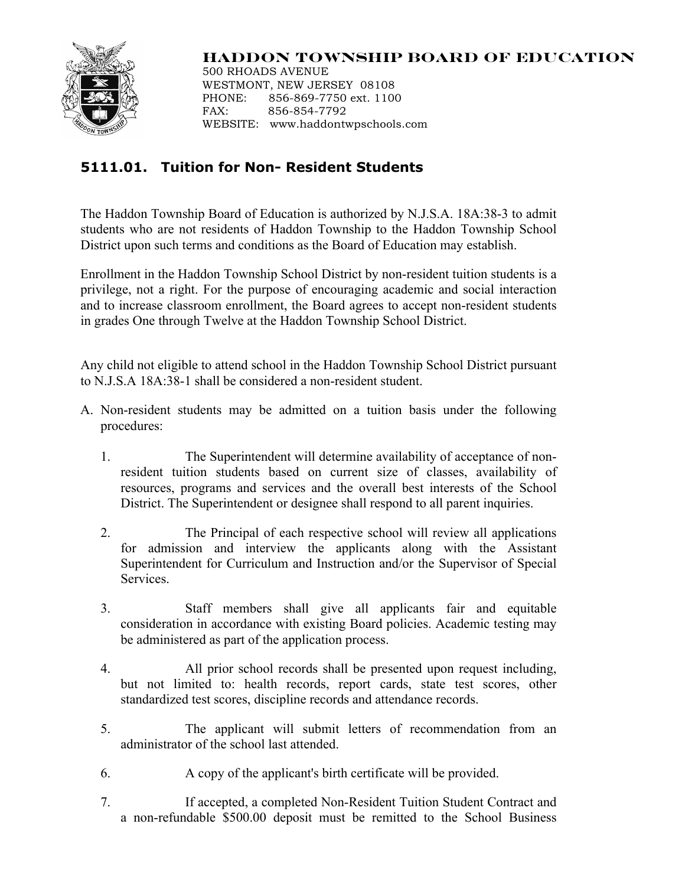**HADDON TOWNSHIP BOARD OF EDUCATION**

500 RHOADS AVENUE
WESTMONT, NEW JERSEY 08108
PHONE: 856-869-7750 ext. 1100
FAX: 856-854-7792
WEBSITE: www.haddontwpschools.com

## 5111.01. Tuition for Non- Resident Students

The Haddon Township Board of Education is authorized by N.J.S.A. 18A:38-3 to admit students who are not residents of Haddon Township to the Haddon Township School District upon such terms and conditions as the Board of Education may establish.

Enrollment in the Haddon Township School District by non-resident tuition students is a privilege, not a right. For the purpose of encouraging academic and social interaction and to increase classroom enrollment, the Board agrees to accept non-resident students in grades One through Twelve at the Haddon Township School District.

Any child not eligible to attend school in the Haddon Township School District pursuant to N.J.S.A 18A:38-1 shall be considered a non-resident student.

A. Non-resident students may be admitted on a tuition basis under the following procedures:

1. The Superintendent will determine availability of acceptance of non-resident tuition students based on current size of classes, availability of resources, programs and services and the overall best interests of the School District. The Superintendent or designee shall respond to all parent inquiries.

2. The Principal of each respective school will review all applications for admission and interview the applicants along with the Assistant Superintendent for Curriculum and Instruction and/or the Supervisor of Special Services.

3. Staff members shall give all applicants fair and equitable consideration in accordance with existing Board policies. Academic testing may be administered as part of the application process.

4. All prior school records shall be presented upon request including, but not limited to: health records, report cards, state test scores, other standardized test scores, discipline records and attendance records.

5. The applicant will submit letters of recommendation from an administrator of the school last attended.

6. A copy of the applicant's birth certificate will be provided.

7. If accepted, a completed Non-Resident Tuition Student Contract and a non-refundable $500.00 deposit must be remitted to the School Business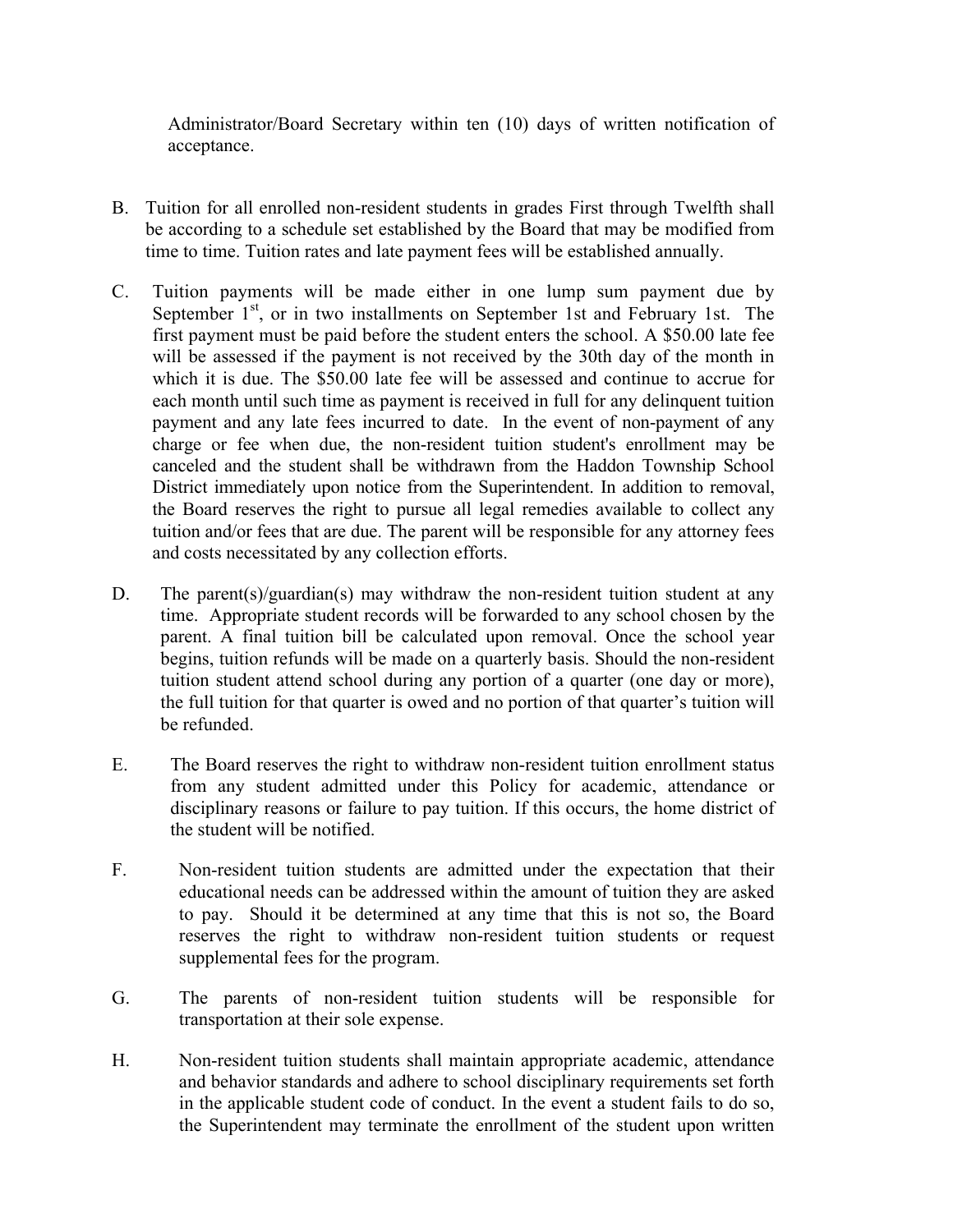Administrator/Board Secretary within ten (10) days of written notification of acceptance.

B. Tuition for all enrolled non-resident students in grades First through Twelfth shall be according to a schedule set established by the Board that may be modified from time to time. Tuition rates and late payment fees will be established annually.

C. Tuition payments will be made either in one lump sum payment due by September 1st, or in two installments on September 1st and February 1st. The first payment must be paid before the student enters the school. A $50.00 late fee will be assessed if the payment is not received by the 30th day of the month in which it is due. The $50.00 late fee will be assessed and continue to accrue for each month until such time as payment is received in full for any delinquent tuition payment and any late fees incurred to date. In the event of non-payment of any charge or fee when due, the non-resident tuition student's enrollment may be canceled and the student shall be withdrawn from the Haddon Township School District immediately upon notice from the Superintendent. In addition to removal, the Board reserves the right to pursue all legal remedies available to collect any tuition and/or fees that are due. The parent will be responsible for any attorney fees and costs necessitated by any collection efforts.

D. The parent(s)/guardian(s) may withdraw the non-resident tuition student at any time. Appropriate student records will be forwarded to any school chosen by the parent. A final tuition bill be calculated upon removal. Once the school year begins, tuition refunds will be made on a quarterly basis. Should the non-resident tuition student attend school during any portion of a quarter (one day or more), the full tuition for that quarter is owed and no portion of that quarter's tuition will be refunded.

E. The Board reserves the right to withdraw non-resident tuition enrollment status from any student admitted under this Policy for academic, attendance or disciplinary reasons or failure to pay tuition. If this occurs, the home district of the student will be notified.

F. Non-resident tuition students are admitted under the expectation that their educational needs can be addressed within the amount of tuition they are asked to pay. Should it be determined at any time that this is not so, the Board reserves the right to withdraw non-resident tuition students or request supplemental fees for the program.

G. The parents of non-resident tuition students will be responsible for transportation at their sole expense.

H. Non-resident tuition students shall maintain appropriate academic, attendance and behavior standards and adhere to school disciplinary requirements set forth in the applicable student code of conduct. In the event a student fails to do so, the Superintendent may terminate the enrollment of the student upon written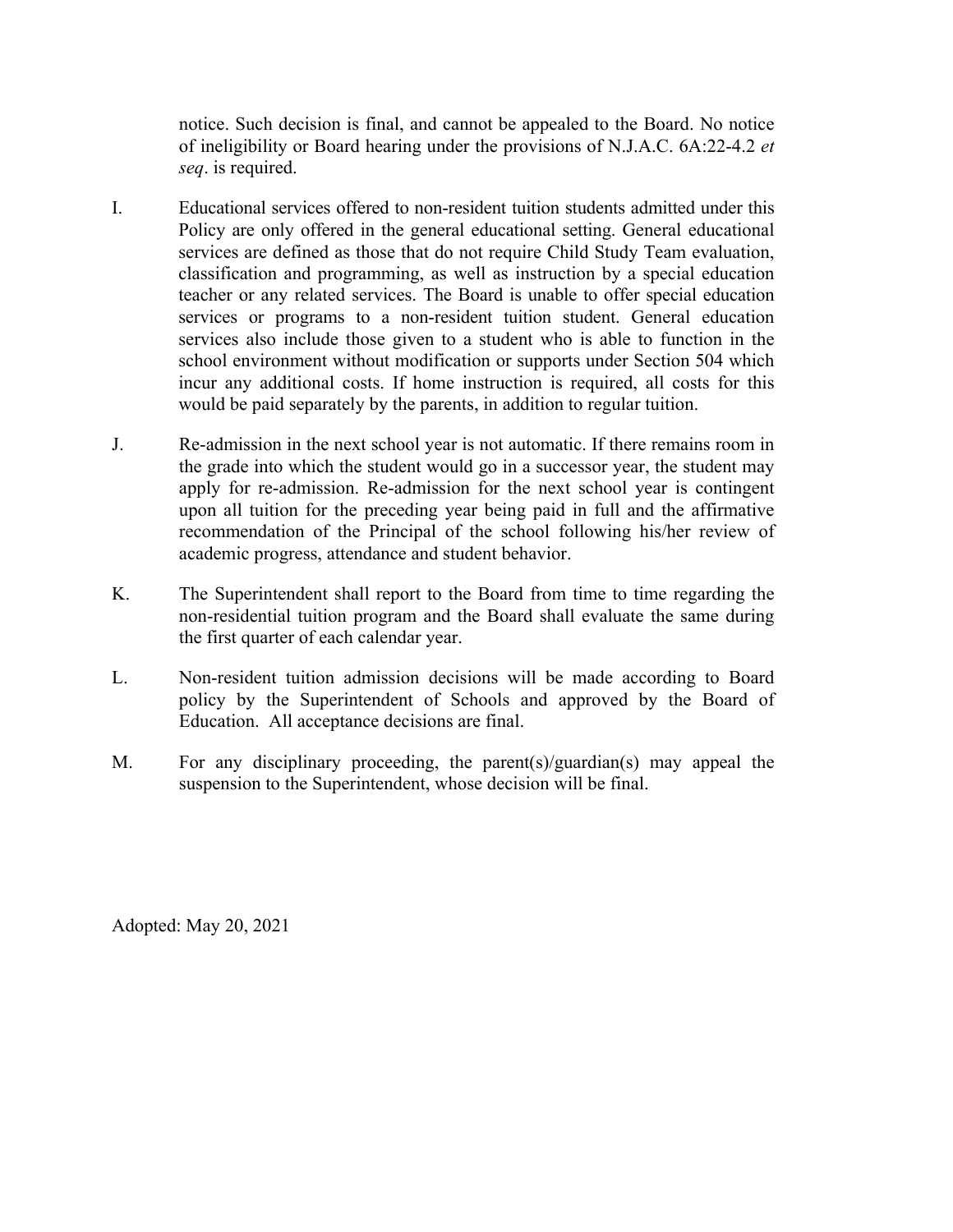notice. Such decision is final, and cannot be appealed to the Board. No notice of ineligibility or Board hearing under the provisions of N.J.A.C. 6A:22-4.2 *et seq*. is required.

I. Educational services offered to non-resident tuition students admitted under this Policy are only offered in the general educational setting. General educational services are defined as those that do not require Child Study Team evaluation, classification and programming, as well as instruction by a special education teacher or any related services. The Board is unable to offer special education services or programs to a non-resident tuition student. General education services also include those given to a student who is able to function in the school environment without modification or supports under Section 504 which incur any additional costs. If home instruction is required, all costs for this would be paid separately by the parents, in addition to regular tuition.

J. Re-admission in the next school year is not automatic. If there remains room in the grade into which the student would go in a successor year, the student may apply for re-admission. Re-admission for the next school year is contingent upon all tuition for the preceding year being paid in full and the affirmative recommendation of the Principal of the school following his/her review of academic progress, attendance and student behavior.

K. The Superintendent shall report to the Board from time to time regarding the non-residential tuition program and the Board shall evaluate the same during the first quarter of each calendar year.

L. Non-resident tuition admission decisions will be made according to Board policy by the Superintendent of Schools and approved by the Board of Education. All acceptance decisions are final.

M. For any disciplinary proceeding, the parent(s)/guardian(s) may appeal the suspension to the Superintendent, whose decision will be final.

Adopted: May 20, 2021